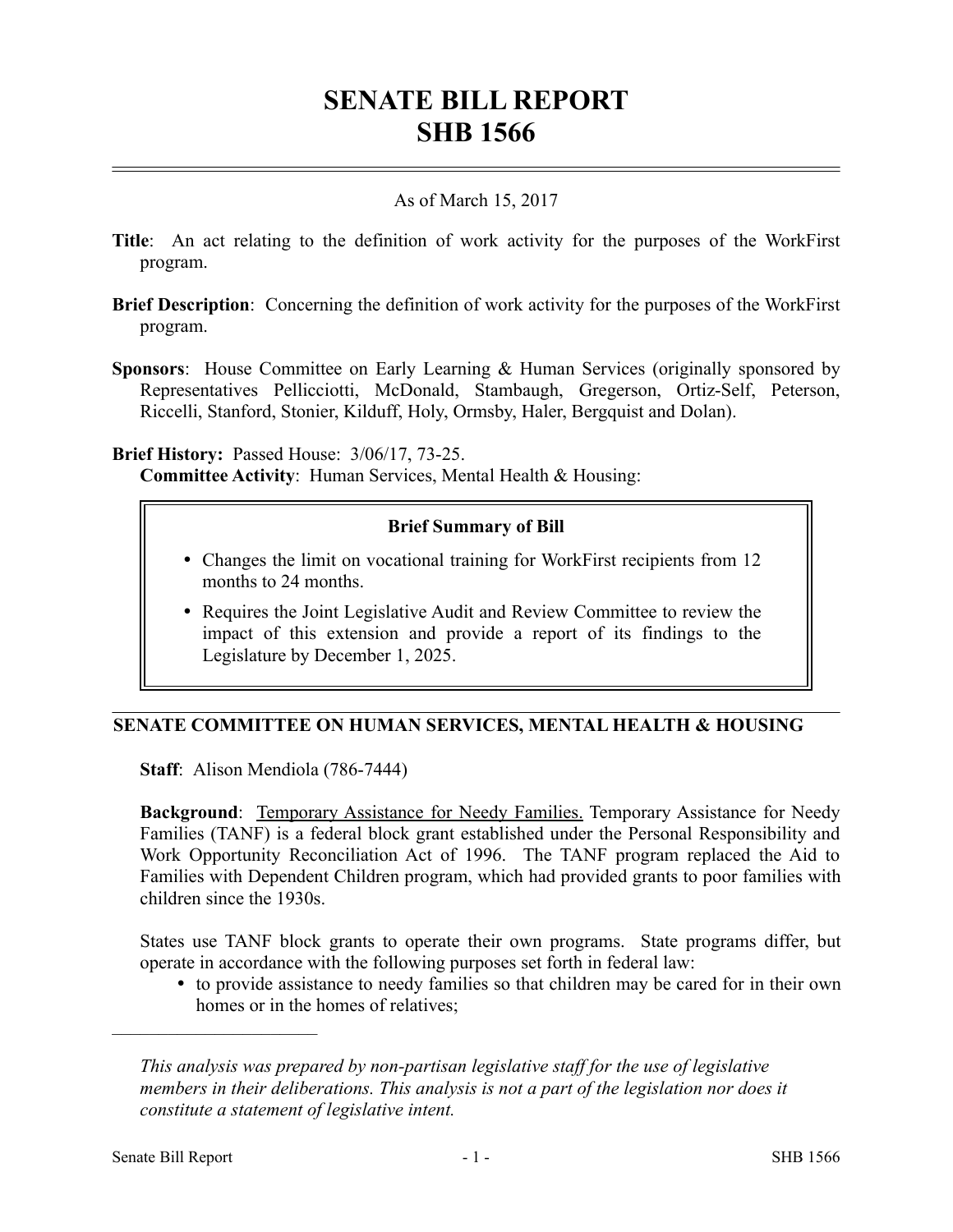# SENATE BILL REPORT
# SHB 1566

As of March 15, 2017

**Title**: An act relating to the definition of work activity for the purposes of the WorkFirst program.

**Brief Description**: Concerning the definition of work activity for the purposes of the WorkFirst program.

**Sponsors**: House Committee on Early Learning & Human Services (originally sponsored by Representatives Pellicciotti, McDonald, Stambaugh, Gregerson, Ortiz-Self, Peterson, Riccelli, Stanford, Stonier, Kilduff, Holy, Ormsby, Haler, Bergquist and Dolan).

**Brief History:** Passed House: 3/06/17, 73-25.
**Committee Activity**: Human Services, Mental Health & Housing:

> **Brief Summary of Bill**
>
> - Changes the limit on vocational training for WorkFirst recipients from 12 months to 24 months.
> - Requires the Joint Legislative Audit and Review Committee to review the impact of this extension and provide a report of its findings to the Legislature by December 1, 2025.

## SENATE COMMITTEE ON HUMAN SERVICES, MENTAL HEALTH & HOUSING

**Staff**: Alison Mendiola (786-7444)

**Background**: Temporary Assistance for Needy Families. Temporary Assistance for Needy Families (TANF) is a federal block grant established under the Personal Responsibility and Work Opportunity Reconciliation Act of 1996. The TANF program replaced the Aid to Families with Dependent Children program, which had provided grants to poor families with children since the 1930s.

States use TANF block grants to operate their own programs. State programs differ, but operate in accordance with the following purposes set forth in federal law:

- to provide assistance to needy families so that children may be cared for in their own homes or in the homes of relatives;

*This analysis was prepared by non-partisan legislative staff for the use of legislative members in their deliberations. This analysis is not a part of the legislation nor does it constitute a statement of legislative intent.*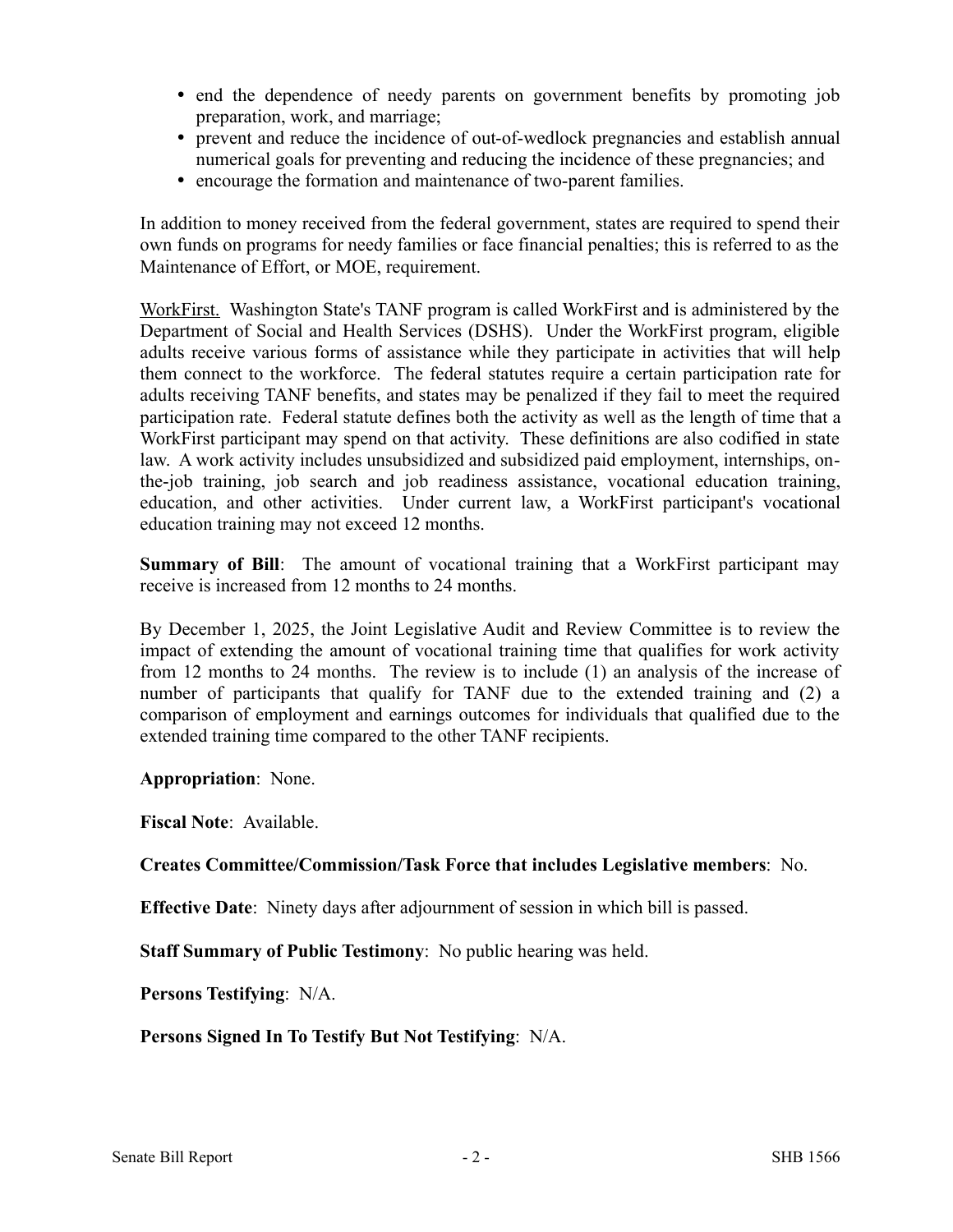- end the dependence of needy parents on government benefits by promoting job preparation, work, and marriage;
- prevent and reduce the incidence of out-of-wedlock pregnancies and establish annual numerical goals for preventing and reducing the incidence of these pregnancies; and
- encourage the formation and maintenance of two-parent families.

In addition to money received from the federal government, states are required to spend their own funds on programs for needy families or face financial penalties; this is referred to as the Maintenance of Effort, or MOE, requirement.

WorkFirst. Washington State's TANF program is called WorkFirst and is administered by the Department of Social and Health Services (DSHS). Under the WorkFirst program, eligible adults receive various forms of assistance while they participate in activities that will help them connect to the workforce. The federal statutes require a certain participation rate for adults receiving TANF benefits, and states may be penalized if they fail to meet the required participation rate. Federal statute defines both the activity as well as the length of time that a WorkFirst participant may spend on that activity. These definitions are also codified in state law. A work activity includes unsubsidized and subsidized paid employment, internships, on-the-job training, job search and job readiness assistance, vocational education training, education, and other activities. Under current law, a WorkFirst participant's vocational education training may not exceed 12 months.

**Summary of Bill**: The amount of vocational training that a WorkFirst participant may receive is increased from 12 months to 24 months.

By December 1, 2025, the Joint Legislative Audit and Review Committee is to review the impact of extending the amount of vocational training time that qualifies for work activity from 12 months to 24 months. The review is to include (1) an analysis of the increase of number of participants that qualify for TANF due to the extended training and (2) a comparison of employment and earnings outcomes for individuals that qualified due to the extended training time compared to the other TANF recipients.

**Appropriation**: None.

**Fiscal Note**: Available.

**Creates Committee/Commission/Task Force that includes Legislative members**: No.

**Effective Date**: Ninety days after adjournment of session in which bill is passed.

**Staff Summary of Public Testimony**: No public hearing was held.

**Persons Testifying**: N/A.

**Persons Signed In To Testify But Not Testifying**: N/A.